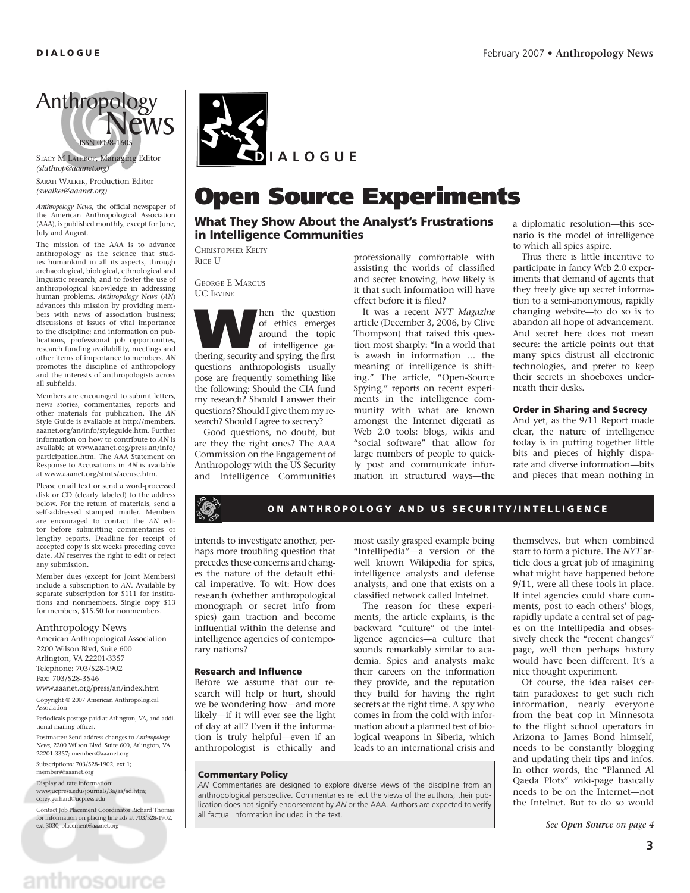# Open Source Experiments

## What They Show About the Analyst's Frustrations in Intelligence Communities

CHRISTOPHER KELTY
RICE U

GEORGE E MARCUS
UC IRVINE

When the question of ethics emerges around the topic of intelligence gathering, security and spying, the first questions anthropologists usually pose are frequently something like the following: Should the CIA fund my research? Should I answer their questions? Should I give them my research? Should I agree to secrecy?

Good questions, no doubt, but are they the right ones? The AAA Commission on the Engagement of Anthropology with the US Security and Intelligence Communities intends to investigate another, perhaps more troubling question that precedes these concerns and changes the nature of the default ethical imperative. To wit: How does research (whether anthropological monograph or secret info from spies) gain traction and become influential within the defense and intelligence agencies of contemporary nations?

### Research and Influence

Before we assume that our research will help or hurt, should we be wondering how—and more likely—if it will ever see the light of day at all? Even if the information is truly helpful—even if an anthropologist is ethically and professionally comfortable with assisting the worlds of classified and secret knowing, how likely is it that such information will have effect before it is filed?

It was a recent *NYT Magazine* article (December 3, 2006, by Clive Thompson) that raised this question most sharply: "In a world that is awash in information … the meaning of intelligence is shifting." The article, "Open-Source Spying," reports on recent experiments in the intelligence community with what are known amongst the Internet digerati as Web 2.0 tools: blogs, wikis and "social software" that allow for large numbers of people to quickly post and communicate information in structured ways—the most easily grasped example being "Intellipedia"—a version of the well known Wikipedia for spies, intelligence analysts and defense analysts, and one that exists on a classified network called Intelnet.

The reason for these experiments, the article explains, is the backward "culture" of the intelligence agencies—a culture that sounds remarkably similar to academia. Spies and analysts make their careers on the information they provide, and the reputation they build for having the right secrets at the right time. A spy who comes in from the cold with information about a planned test of biological weapons in Siberia, which leads to an international crisis and a diplomatic resolution—this scenario is the model of intelligence to which all spies aspire.

Thus there is little incentive to participate in fancy Web 2.0 experiments that demand of agents that they freely give up secret information to a semi-anonymous, rapidly changing website—to do so is to abandon all hope of advancement. And secret here does not mean secure: the article points out that many spies distrust all electronic technologies, and prefer to keep their secrets in shoeboxes underneath their desks.

### Order in Sharing and Secrecy

And yet, as the 9/11 Report made clear, the nature of intelligence today is in putting together little bits and pieces of highly disparate and diverse information—bits and pieces that mean nothing in themselves, but when combined start to form a picture. The *NYT* article does a great job of imagining what might have happened before 9/11, were all these tools in place. If intel agencies could share comments, post to each others' blogs, rapidly update a central set of pages on the Intellipedia and obsessively check the "recent changes" page, well then perhaps history would have been different. It's a nice thought experiment.

Of course, the idea raises certain paradoxes: to get such rich information, nearly everyone from the beat cop in Minnesota to the flight school operators in Arizona to James Bond himself, needs to be constantly blogging and updating their tips and infos. In other words, the "Planned Al Qaeda Plots" wiki-page basically needs to be on the Internet—not the Intelnet. But to do so would

*See **Open Source** on page 4*

---

**ON ANTHROPOLOGY AND US SECURITY/INTELLIGENCE**

---

**Commentary Policy**

*AN* Commentaries are designed to explore diverse views of the discipline from an anthropological perspective. Commentaries reflect the views of the authors; their publication does not signify endorsement by *AN* or the AAA. Authors are expected to verify all factual information included in the text.

---

Anthropology News
ISSN 0098-1605

STACY M LATHROP, Managing Editor
*(slathrop@aaanet.org)*

SARAH WALKER, Production Editor
*(swalker@aaanet.org)*

*Anthropology News*, the official newspaper of the American Anthropological Association (AAA), is published monthly, except for June, July and August.

The mission of the AAA is to advance anthropology as the science that studies humankind in all its aspects, through archaeological, biological, ethnological and linguistic research; and to foster the use of anthropological knowledge in addressing human problems. *Anthropology News* (*AN*) advances this mission by providing members with news of association business; discussions of issues of vital importance to the discipline; and information on publications, professional job opportunities, research funding availability, meetings and other items of importance to members. *AN* promotes the discipline of anthropology and the interests of anthropologists across all subfields.

Members are encouraged to submit letters, news stories, commentaries, reports and other materials for publication. The *AN* Style Guide is available at http://members.aaanet.org/an/info/styleguide.htm. Further information on how to contribute to *AN* is available at www.aaanet.org/press.an/info/participation.htm. The AAA Statement on Response to Accusations in *AN* is available at www.aaanet.org/stmts/accuse.htm.

Please email text or send a word-processed disk or CD (clearly labeled) to the address below. For the return of materials, send a self-addressed stamped mailer. Members are encouraged to contact the *AN* editor before submitting commentaries or lengthy reports. Deadline for receipt of accepted copy is six weeks preceding cover date. *AN* reserves the right to edit or reject any submission.

Member dues (except for Joint Members) include a subscription to *AN*. Available by separate subscription for $111 for institutions and nonmembers. Single copy $13 for members, $15.50 for nonmembers.

Anthropology News
American Anthropological Association
2200 Wilson Blvd, Suite 600
Arlington, VA 22201-3357
Telephone: 703/528-1902
Fax: 703/528-3546
www.aaanet.org/press/an/index.htm

Copyright © 2007 American Anthropological Association

Periodicals postage paid at Arlington, VA, and additional mailing offices.

Postmaster: Send address changes to *Anthropology News*, 2200 Wilson Blvd, Suite 600, Arlington, VA 22201-3357; members@aaanet.org

Subscriptions: 703/528-1902, ext 1; members@aaanet.org

Display ad rate information: www.ucpress.edu/journals/3a/aa/ad.htm; corey.gerhard@ucpress.edu

Contact Job Placement Coordinator Richard Thomas for information on placing line ads at 703/528-1902, ext 3030; placement@aaanet.org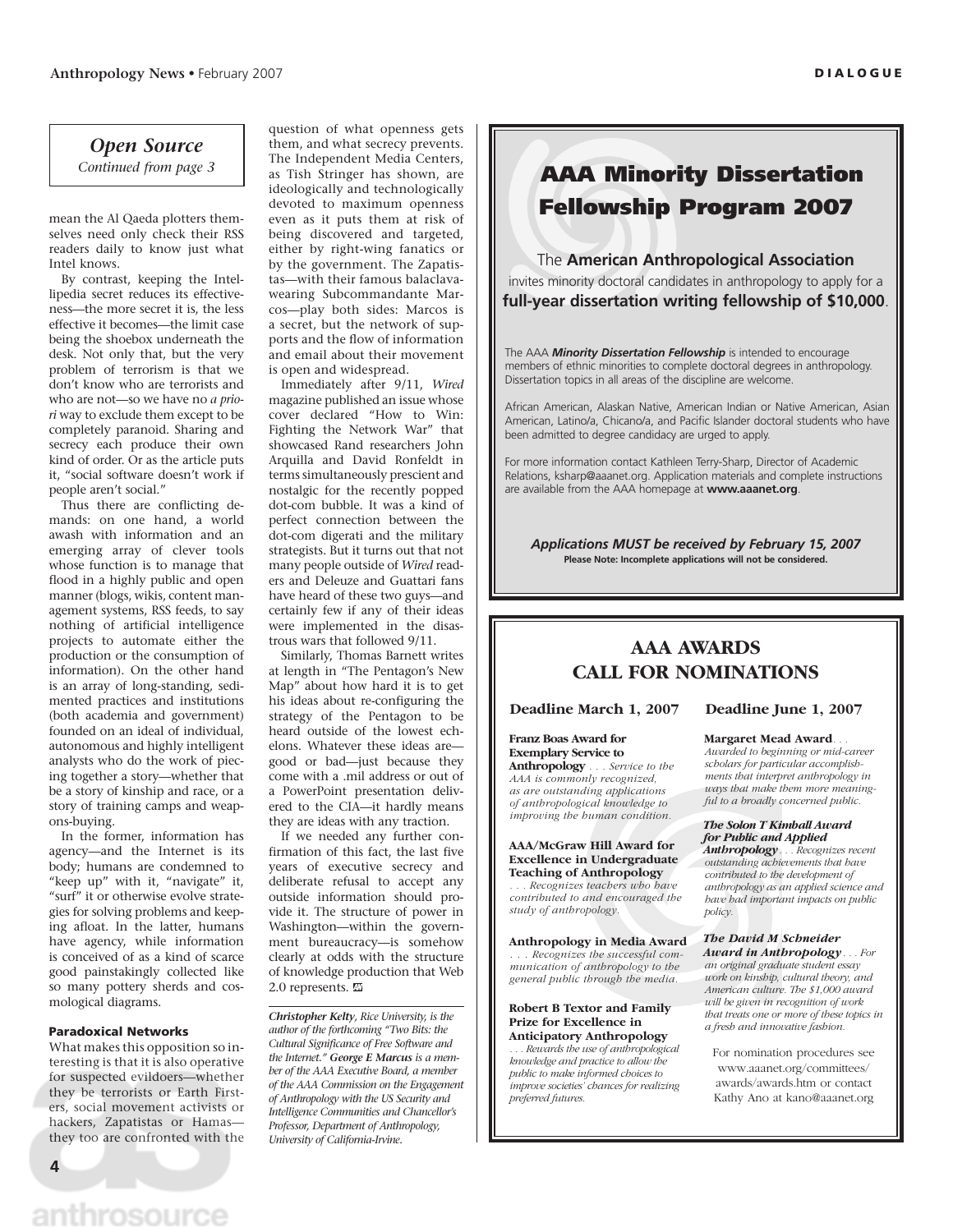## *Open Source*

*Continued from page 3*

mean the Al Qaeda plotters themselves need only check their RSS readers daily to know just what Intel knows.

By contrast, keeping the Intellipedia secret reduces its effectiveness—the more secret it is, the less effective it becomes—the limit case being the shoebox underneath the desk. Not only that, but the very problem of terrorism is that we don't know who are terrorists and who are not—so we have no *a priori* way to exclude them except to be completely paranoid. Sharing and secrecy each produce their own kind of order. Or as the article puts it, "social software doesn't work if people aren't social."

Thus there are conflicting demands: on one hand, a world awash with information and an emerging array of clever tools whose function is to manage that flood in a highly public and open manner (blogs, wikis, content management systems, RSS feeds, to say nothing of artificial intelligence projects to automate either the production or the consumption of information). On the other hand is an array of long-standing, sedimented practices and institutions (both academia and government) founded on an ideal of individual, autonomous and highly intelligent analysts who do the work of piecing together a story—whether that be a story of kinship and race, or a story of training camps and weapons-buying.

In the former, information has agency—and the Internet is its body; humans are condemned to "keep up" with it, "navigate" it, "surf" it or otherwise evolve strategies for solving problems and keeping afloat. In the latter, humans have agency, while information is conceived of as a kind of scarce good painstakingly collected like so many pottery sherds and cosmological diagrams.

#### Paradoxical Networks

What makes this opposition so interesting is that it is also operative for suspected evildoers—whether they be terrorists or Earth Firsters, social movement activists or hackers, Zapatistas or Hamas—they too are confronted with the question of what openness gets them, and what secrecy prevents. The Independent Media Centers, as Tish Stringer has shown, are ideologically and technologically devoted to maximum openness even as it puts them at risk of being discovered and targeted, either by right-wing fanatics or by the government. The Zapatistas—with their famous balaclava-wearing Subcommandante Marcos—play both sides: Marcos is a secret, but the network of supports and the flow of information and email about their movement is open and widespread.

Immediately after 9/11, *Wired* magazine published an issue whose cover declared "How to Win: Fighting the Network War" that showcased Rand researchers John Arquilla and David Ronfeldt in terms simultaneously prescient and nostalgic for the recently popped dot-com bubble. It was a kind of perfect connection between the dot-com digerati and the military strategists. But it turns out that not many people outside of *Wired* readers and Deleuze and Guattari fans have heard of these two guys—and certainly few if any of their ideas were implemented in the disastrous wars that followed 9/11.

Similarly, Thomas Barnett writes at length in "The Pentagon's New Map" about how hard it is to get his ideas about re-configuring the strategy of the Pentagon to be heard outside of the lowest echelons. Whatever these ideas are—good or bad—just because they come with a .mil address or out of a PowerPoint presentation delivered to the CIA—it hardly means they are ideas with any traction.

If we needed any further confirmation of this fact, the last five years of executive secrecy and deliberate refusal to accept any outside information should provide it. The structure of power in Washington—within the government bureaucracy—is somehow clearly at odds with the structure of knowledge production that Web 2.0 represents.

***Christopher Kelty**, Rice University, is the author of the forthcoming "Two Bits: the Cultural Significance of Free Software and the Internet." **George E Marcus** is a member of the AAA Executive Board, a member of the AAA Commission on the Engagement of Anthropology with the US Security and Intelligence Communities and Chancellor's Professor, Department of Anthropology, University of California-Irvine.*

---

# AAA Minority Dissertation Fellowship Program 2007

The **American Anthropological Association** invites minority doctoral candidates in anthropology to apply for a **full-year dissertation writing fellowship of $10,000**.

The AAA ***Minority Dissertation Fellowship*** is intended to encourage members of ethnic minorities to complete doctoral degrees in anthropology. Dissertation topics in all areas of the discipline are welcome.

African American, Alaskan Native, American Indian or Native American, Asian American, Latino/a, Chicano/a, and Pacific Islander doctoral students who have been admitted to degree candidacy are urged to apply.

For more information contact Kathleen Terry-Sharp, Director of Academic Relations, ksharp@aaanet.org. Application materials and complete instructions are available from the AAA homepage at **www.aaanet.org**.

***Applications MUST be received by February 15, 2007***

**Please Note: Incomplete applications will not be considered.**

---

# AAA AWARDS CALL FOR NOMINATIONS

### Deadline March 1, 2007

**Franz Boas Award for Exemplary Service to Anthropology** *. . . Service to the AAA is commonly recognized, as are outstanding applications of anthropological knowledge to improving the human condition.*

**AAA/McGraw Hill Award for Excellence in Undergraduate Teaching of Anthropology** *. . . Recognizes teachers who have contributed to and encouraged the study of anthropology.*

**Anthropology in Media Award** *. . . Recognizes the successful communication of anthropology to the general public through the media.*

**Robert B Textor and Family Prize for Excellence in Anticipatory Anthropology** *. . . Rewards the use of anthropological knowledge and practice to allow the public to make informed choices to improve societies' chances for realizing preferred futures.*

### Deadline June 1, 2007

**Margaret Mead Award**. . . *Awarded to beginning or mid-career scholars for particular accomplishments that interpret anthropology in ways that make them more meaningful to a broadly concerned public.*

***The Solon T Kimball Award for Public and Applied Anthropology*** *. . . Recognizes recent outstanding achievements that have contributed to the development of anthropology as an applied science and have had important impacts on public policy.*

***The David M Schneider Award in Anthropology*** *. . . For an original graduate student essay work on kinship, cultural theory, and American culture. The $1,000 award will be given in recognition of work that treats one or more of these topics in a fresh and innovative fashion.*

For nomination procedures see www.aaanet.org/committees/awards/awards.htm or contact Kathy Ano at kano@aaanet.org